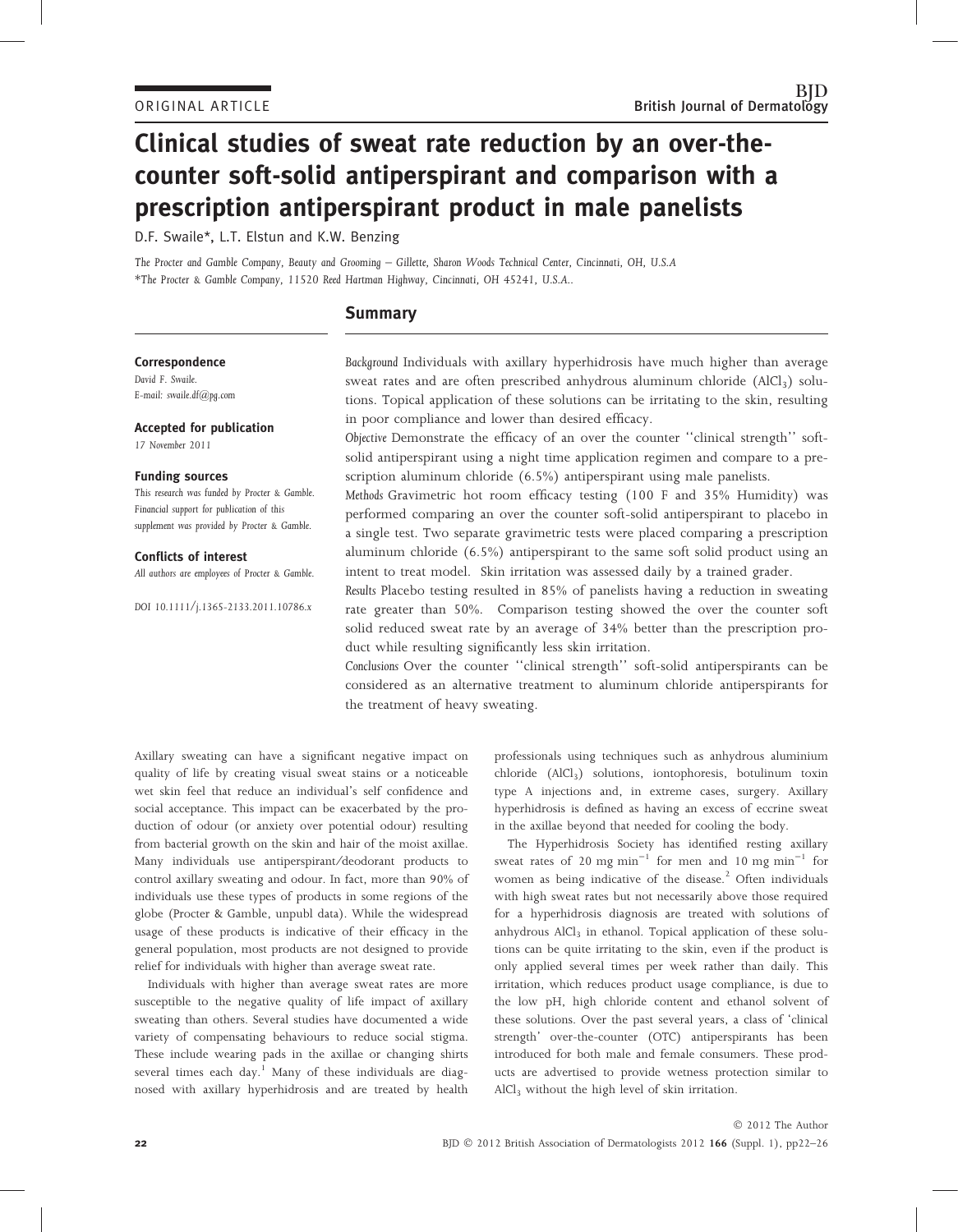ORIGINAL ARTICLE

# Clinical studies of sweat rate reduction by an over-the-counter soft-solid antiperspirant and comparison with a prescription antiperspirant product in male panelists

D.F. Swaile*, L.T. Elstun and K.W. Benzing

*The Procter and Gamble Company, Beauty and Grooming – Gillette, Sharon Woods Technical Center, Cincinnati, OH, U.S.A*
*\*The Procter & Gamble Company, 11520 Reed Hartman Highway, Cincinnati, OH 45241, U.S.A..*

**Correspondence**
*David F. Swaile.*
*E-mail: swaile.df@pg.com*

**Accepted for publication**
*17 November 2011*

**Funding sources**
*This research was funded by Procter & Gamble. Financial support for publication of this supplement was provided by Procter & Gamble.*

**Conflicts of interest**
*All authors are employees of Procter & Gamble.*

*DOI 10.1111/j.1365-2133.2011.10786.x*

## Summary

*Background* Individuals with axillary hyperhidrosis have much higher than average sweat rates and are often prescribed anhydrous aluminum chloride ($AlCl_3$) solutions. Topical application of these solutions can be irritating to the skin, resulting in poor compliance and lower than desired efficacy.

*Objective* Demonstrate the efficacy of an over the counter ''clinical strength'' soft-solid antiperspirant using a night time application regimen and compare to a prescription aluminum chloride (6.5%) antiperspirant using male panelists.

*Methods* Gravimetric hot room efficacy testing (100 F and 35% Humidity) was performed comparing an over the counter soft-solid antiperspirant to placebo in a single test. Two separate gravimetric tests were placed comparing a prescription aluminum chloride (6.5%) antiperspirant to the same soft solid product using an intent to treat model. Skin irritation was assessed daily by a trained grader.

*Results* Placebo testing resulted in 85% of panelists having a reduction in sweating rate greater than 50%. Comparison testing showed the over the counter soft solid reduced sweat rate by an average of 34% better than the prescription product while resulting significantly less skin irritation.

*Conclusions* Over the counter ''clinical strength'' soft-solid antiperspirants can be considered as an alternative treatment to aluminum chloride antiperspirants for the treatment of heavy sweating.

Axillary sweating can have a significant negative impact on quality of life by creating visual sweat stains or a noticeable wet skin feel that reduce an individual's self confidence and social acceptance. This impact can be exacerbated by the production of odour (or anxiety over potential odour) resulting from bacterial growth on the skin and hair of the moist axillae. Many individuals use antiperspirant/deodorant products to control axillary sweating and odour. In fact, more than 90% of individuals use these types of products in some regions of the globe (Procter & Gamble, unpubl data). While the widespread usage of these products is indicative of their efficacy in the general population, most products are not designed to provide relief for individuals with higher than average sweat rate.

Individuals with higher than average sweat rates are more susceptible to the negative quality of life impact of axillary sweating than others. Several studies have documented a wide variety of compensating behaviours to reduce social stigma. These include wearing pads in the axillae or changing shirts several times each day.[1] Many of these individuals are diagnosed with axillary hyperhidrosis and are treated by health professionals using techniques such as anhydrous aluminium chloride ($AlCl_3$) solutions, iontophoresis, botulinum toxin type A injections and, in extreme cases, surgery. Axillary hyperhidrosis is defined as having an excess of eccrine sweat in the axillae beyond that needed for cooling the body.

The Hyperhidrosis Society has identified resting axillary sweat rates of 20 mg $min^{-1}$ for men and 10 mg $min^{-1}$ for women as being indicative of the disease.[2] Often individuals with high sweat rates but not necessarily above those required for a hyperhidrosis diagnosis are treated with solutions of anhydrous $AlCl_3$ in ethanol. Topical application of these solutions can be quite irritating to the skin, even if the product is only applied several times per week rather than daily. This irritation, which reduces product usage compliance, is due to the low pH, high chloride content and ethanol solvent of these solutions. Over the past several years, a class of 'clinical strength' over-the-counter (OTC) antiperspirants has been introduced for both male and female consumers. These products are advertised to provide wetness protection similar to $AlCl_3$ without the high level of skin irritation.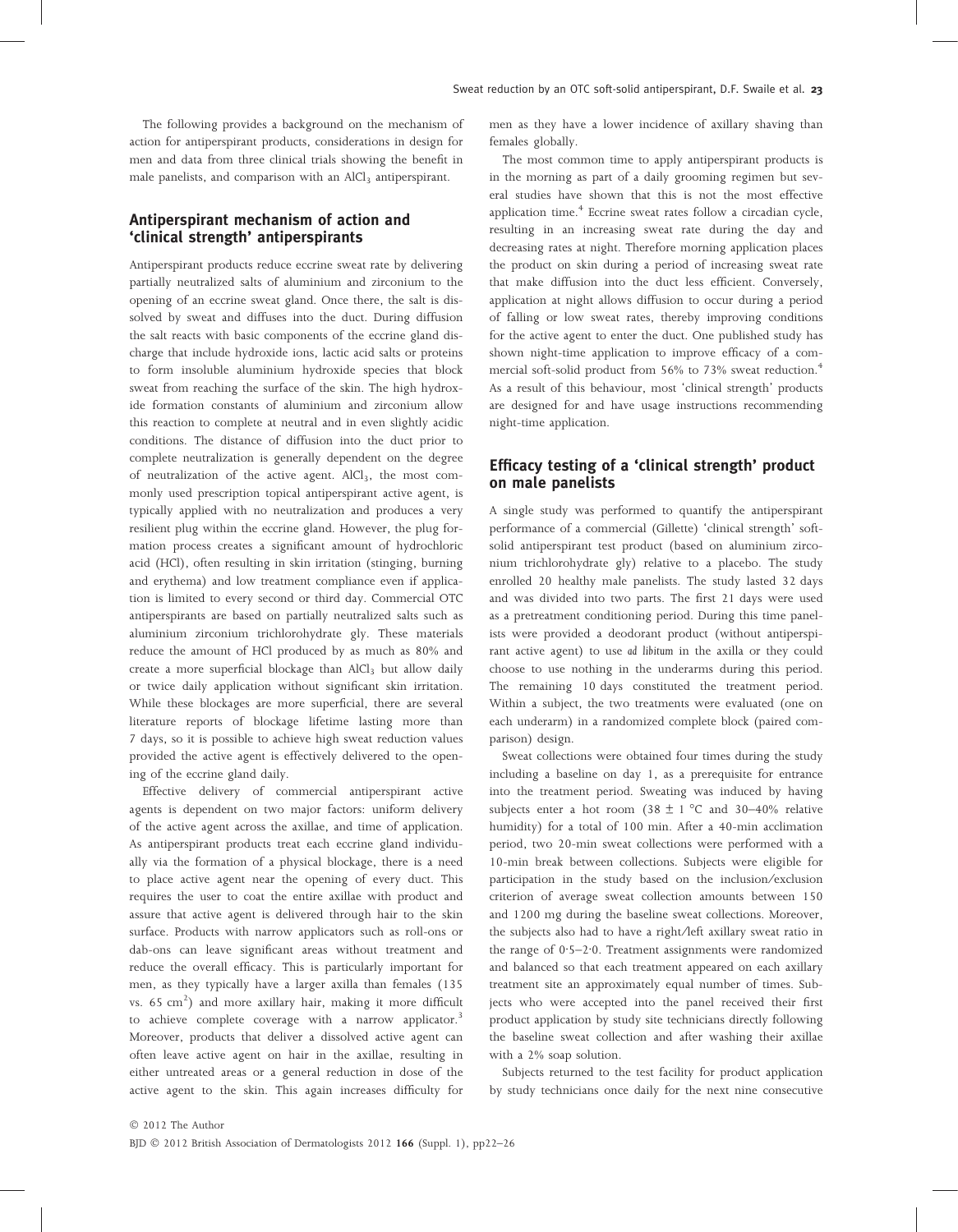The following provides a background on the mechanism of action for antiperspirant products, considerations in design for men and data from three clinical trials showing the benefit in male panelists, and comparison with an $AlCl_3$ antiperspirant.

## Antiperspirant mechanism of action and 'clinical strength' antiperspirants

Antiperspirant products reduce eccrine sweat rate by delivering partially neutralized salts of aluminium and zirconium to the opening of an eccrine sweat gland. Once there, the salt is dissolved by sweat and diffuses into the duct. During diffusion the salt reacts with basic components of the eccrine gland discharge that include hydroxide ions, lactic acid salts or proteins to form insoluble aluminium hydroxide species that block sweat from reaching the surface of the skin. The high hydroxide formation constants of aluminium and zirconium allow this reaction to complete at neutral and in even slightly acidic conditions. The distance of diffusion into the duct prior to complete neutralization is generally dependent on the degree of neutralization of the active agent. $AlCl_3$, the most commonly used prescription topical antiperspirant active agent, is typically applied with no neutralization and produces a very resilient plug within the eccrine gland. However, the plug formation process creates a significant amount of hydrochloric acid (HCl), often resulting in skin irritation (stinging, burning and erythema) and low treatment compliance even if application is limited to every second or third day. Commercial OTC antiperspirants are based on partially neutralized salts such as aluminium zirconium trichlorohydrate gly. These materials reduce the amount of HCl produced by as much as 80% and create a more superficial blockage than $AlCl_3$ but allow daily or twice daily application without significant skin irritation. While these blockages are more superficial, there are several literature reports of blockage lifetime lasting more than 7 days, so it is possible to achieve high sweat reduction values provided the active agent is effectively delivered to the opening of the eccrine gland daily.

Effective delivery of commercial antiperspirant active agents is dependent on two major factors: uniform delivery of the active agent across the axillae, and time of application. As antiperspirant products treat each eccrine gland individually via the formation of a physical blockage, there is a need to place active agent near the opening of every duct. This requires the user to coat the entire axillae with product and assure that active agent is delivered through hair to the skin surface. Products with narrow applicators such as roll-ons or dab-ons can leave significant areas without treatment and reduce the overall efficacy. This is particularly important for men, as they typically have a larger axilla than females (135 vs. 65 $cm^2$) and more axillary hair, making it more difficult to achieve complete coverage with a narrow applicator.[3] Moreover, products that deliver a dissolved active agent can often leave active agent on hair in the axillae, resulting in either untreated areas or a general reduction in dose of the active agent to the skin. This again increases difficulty for men as they have a lower incidence of axillary shaving than females globally.

The most common time to apply antiperspirant products is in the morning as part of a daily grooming regimen but several studies have shown that this is not the most effective application time.[4] Eccrine sweat rates follow a circadian cycle, resulting in an increasing sweat rate during the day and decreasing rates at night. Therefore morning application places the product on skin during a period of increasing sweat rate that make diffusion into the duct less efficient. Conversely, application at night allows diffusion to occur during a period of falling or low sweat rates, thereby improving conditions for the active agent to enter the duct. One published study has shown night-time application to improve efficacy of a commercial soft-solid product from 56% to 73% sweat reduction.[4] As a result of this behaviour, most 'clinical strength' products are designed for and have usage instructions recommending night-time application.

## Efficacy testing of a 'clinical strength' product on male panelists

A single study was performed to quantify the antiperspirant performance of a commercial (Gillette) 'clinical strength' soft-solid antiperspirant test product (based on aluminium zirconium trichlorohydrate gly) relative to a placebo. The study enrolled 20 healthy male panelists. The study lasted 32 days and was divided into two parts. The first 21 days were used as a pretreatment conditioning period. During this time panelists were provided a deodorant product (without antiperspirant active agent) to use *ad libitum* in the axilla or they could choose to use nothing in the underarms during this period. The remaining 10 days constituted the treatment period. Within a subject, the two treatments were evaluated (one on each underarm) in a randomized complete block (paired comparison) design.

Sweat collections were obtained four times during the study including a baseline on day 1, as a prerequisite for entrance into the treatment period. Sweating was induced by having subjects enter a hot room (38 ± 1 °C and 30–40% relative humidity) for a total of 100 min. After a 40-min acclimation period, two 20-min sweat collections were performed with a 10-min break between collections. Subjects were eligible for participation in the study based on the inclusion/exclusion criterion of average sweat collection amounts between 150 and 1200 mg during the baseline sweat collections. Moreover, the subjects also had to have a right/left axillary sweat ratio in the range of 0·5–2·0. Treatment assignments were randomized and balanced so that each treatment appeared on each axillary treatment site an approximately equal number of times. Subjects who were accepted into the panel received their first product application by study site technicians directly following the baseline sweat collection and after washing their axillae with a 2% soap solution.

Subjects returned to the test facility for product application by study technicians once daily for the next nine consecutive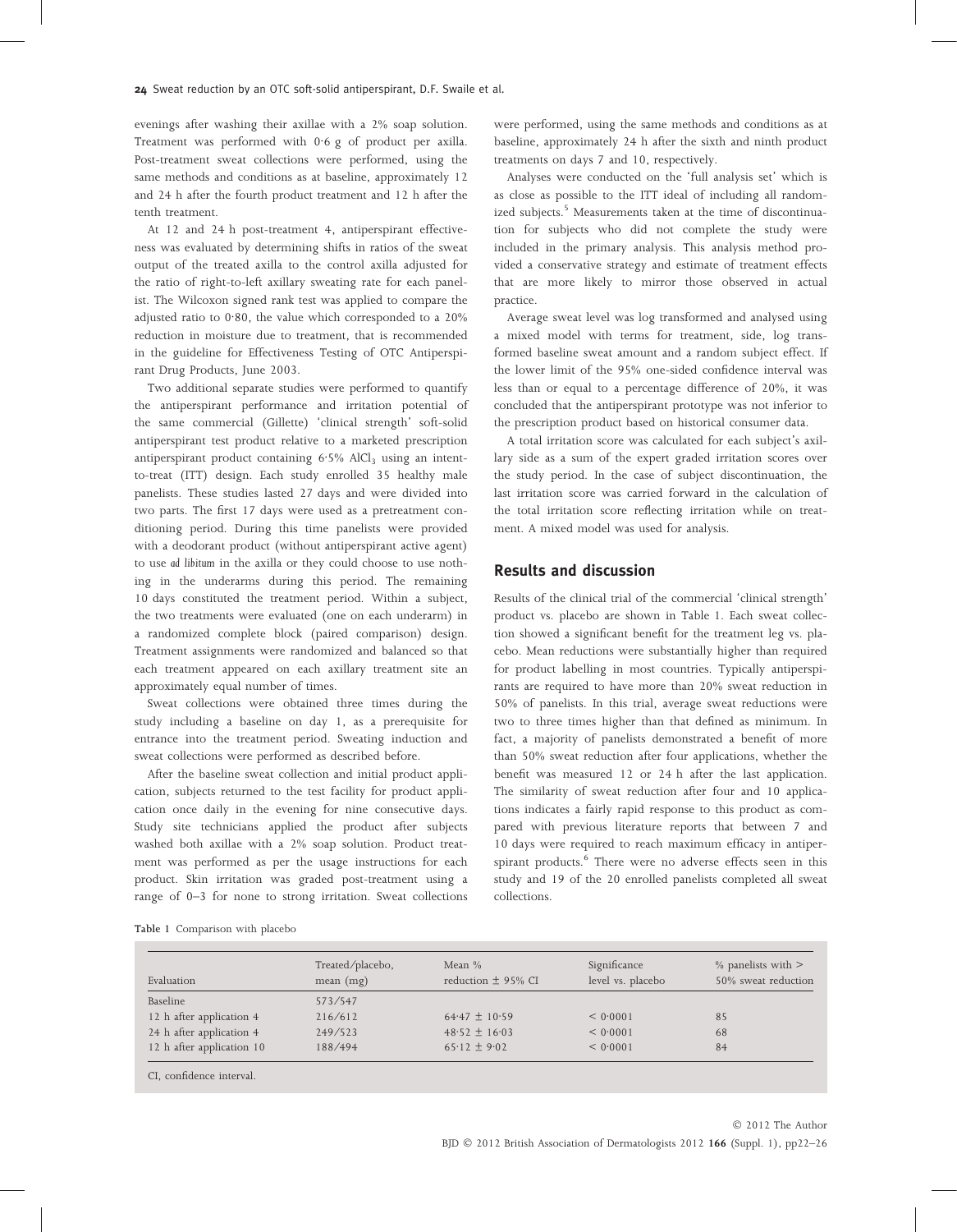evenings after washing their axillae with a 2% soap solution. Treatment was performed with 0·6 g of product per axilla. Post-treatment sweat collections were performed, using the same methods and conditions as at baseline, approximately 12 and 24 h after the fourth product treatment and 12 h after the tenth treatment.

At 12 and 24 h post-treatment 4, antiperspirant effectiveness was evaluated by determining shifts in ratios of the sweat output of the treated axilla to the control axilla adjusted for the ratio of right-to-left axillary sweating rate for each panelist. The Wilcoxon signed rank test was applied to compare the adjusted ratio to 0·80, the value which corresponded to a 20% reduction in moisture due to treatment, that is recommended in the guideline for Effectiveness Testing of OTC Antiperspirant Drug Products, June 2003.

Two additional separate studies were performed to quantify the antiperspirant performance and irritation potential of the same commercial (Gillette) 'clinical strength' soft-solid antiperspirant test product relative to a marketed prescription antiperspirant product containing 6·5% $AlCl_3$ using an intent-to-treat (ITT) design. Each study enrolled 35 healthy male panelists. These studies lasted 27 days and were divided into two parts. The first 17 days were used as a pretreatment conditioning period. During this time panelists were provided with a deodorant product (without antiperspirant active agent) to use *ad libitum* in the axilla or they could choose to use nothing in the underarms during this period. The remaining 10 days constituted the treatment period. Within a subject, the two treatments were evaluated (one on each underarm) in a randomized complete block (paired comparison) design. Treatment assignments were randomized and balanced so that each treatment appeared on each axillary treatment site an approximately equal number of times.

Sweat collections were obtained three times during the study including a baseline on day 1, as a prerequisite for entrance into the treatment period. Sweating induction and sweat collections were performed as described before.

After the baseline sweat collection and initial product application, subjects returned to the test facility for product application once daily in the evening for nine consecutive days. Study site technicians applied the product after subjects washed both axillae with a 2% soap solution. Product treatment was performed as per the usage instructions for each product. Skin irritation was graded post-treatment using a range of 0–3 for none to strong irritation. Sweat collections were performed, using the same methods and conditions as at baseline, approximately 24 h after the sixth and ninth product treatments on days 7 and 10, respectively.

Analyses were conducted on the 'full analysis set' which is as close as possible to the ITT ideal of including all randomized subjects.[5] Measurements taken at the time of discontinuation for subjects who did not complete the study were included in the primary analysis. This analysis method provided a conservative strategy and estimate of treatment effects that are more likely to mirror those observed in actual practice.

Average sweat level was log transformed and analysed using a mixed model with terms for treatment, side, log transformed baseline sweat amount and a random subject effect. If the lower limit of the 95% one-sided confidence interval was less than or equal to a percentage difference of 20%, it was concluded that the antiperspirant prototype was not inferior to the prescription product based on historical consumer data.

A total irritation score was calculated for each subject's axillary side as a sum of the expert graded irritation scores over the study period. In the case of subject discontinuation, the last irritation score was carried forward in the calculation of the total irritation score reflecting irritation while on treatment. A mixed model was used for analysis.

## Results and discussion

Results of the clinical trial of the commercial 'clinical strength' product vs. placebo are shown in Table 1. Each sweat collection showed a significant benefit for the treatment leg vs. placebo. Mean reductions were substantially higher than required for product labelling in most countries. Typically antiperspirants are required to have more than 20% sweat reduction in 50% of panelists. In this trial, average sweat reductions were two to three times higher than that defined as minimum. In fact, a majority of panelists demonstrated a benefit of more than 50% sweat reduction after four applications, whether the benefit was measured 12 or 24 h after the last application. The similarity of sweat reduction after four and 10 applications indicates a fairly rapid response to this product as compared with previous literature reports that between 7 and 10 days were required to reach maximum efficacy in antiperspirant products.[6] There were no adverse effects seen in this study and 19 of the 20 enrolled panelists completed all sweat collections.

Table 1 Comparison with placebo

| Evaluation | Treated/placebo, mean (mg) | Mean % reduction ± 95% CI | Significance level vs. placebo | % panelists with > 50% sweat reduction |
|---|---|---|---|---|
| Baseline | 573/547 | | | |
| 12 h after application 4 | 216/612 | 64·47 ± 10·59 | < 0·0001 | 85 |
| 24 h after application 4 | 249/523 | 48·52 ± 16·03 | < 0·0001 | 68 |
| 12 h after application 10 | 188/494 | 65·12 ± 9·02 | < 0·0001 | 84 |

CI, confidence interval.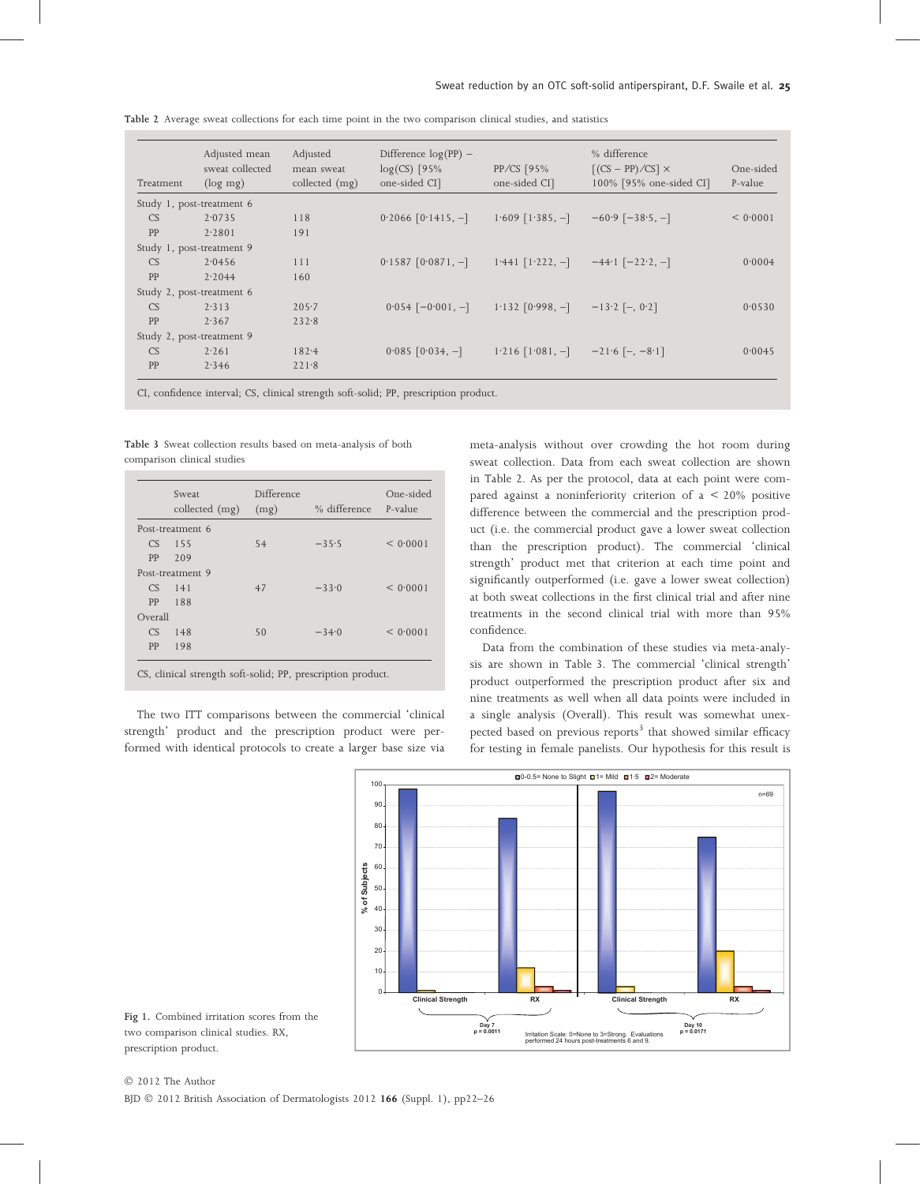Table 2 Average sweat collections for each time point in the two comparison clinical studies, and statistics

| Treatment | Adjusted mean sweat collected (log mg) | Adjusted mean sweat collected (mg) | Difference log(PP) − log(CS) [95% one-sided CI] | PP/CS [95% one-sided CI] | % difference [(CS − PP)/CS] × 100% [95% one-sided CI] | One-sided P-value |
|---|---|---|---|---|---|---|
| Study 1, post-treatment 6 | | | | | | |
| CS | 2·0735 | 118 | 0·2066 [0·1415, −] | 1·609 [1·385, −] | −60·9 [−38·5, −] | < 0·0001 |
| PP | 2·2801 | 191 | | | | |
| Study 1, post-treatment 9 | | | | | | |
| CS | 2·0456 | 111 | 0·1587 [0·0871, −] | 1·441 [1·222, −] | −44·1 [−22·2, −] | 0·0004 |
| PP | 2·2044 | 160 | | | | |
| Study 2, post-treatment 6 | | | | | | |
| CS | 2·313 | 205·7 | 0·054 [−0·001, −] | 1·132 [0·998, −] | −13·2 [−, 0·2] | 0·0530 |
| PP | 2·367 | 232·8 | | | | |
| Study 2, post-treatment 9 | | | | | | |
| CS | 2·261 | 182·4 | 0·085 [0·034, −] | 1·216 [1·081, −] | −21·6 [−, −8·1] | 0·0045 |
| PP | 2·346 | 221·8 | | | | |

CI, confidence interval; CS, clinical strength soft-solid; PP, prescription product.

Table 3 Sweat collection results based on meta-analysis of both comparison clinical studies

| | Sweat collected (mg) | Difference (mg) | % difference | One-sided P-value |
|---|---|---|---|---|
| Post-treatment 6 | | | | |
| CS | 155 | 54 | −35·5 | < 0·0001 |
| PP | 209 | | | |
| Post-treatment 9 | | | | |
| CS | 141 | 47 | −33·0 | < 0·0001 |
| PP | 188 | | | |
| Overall | | | | |
| CS | 148 | 50 | −34·0 | < 0·0001 |
| PP | 198 | | | |

CS, clinical strength soft-solid; PP, prescription product.

The two ITT comparisons between the commercial 'clinical strength' product and the prescription product were performed with identical protocols to create a larger base size via meta-analysis without over crowding the hot room during sweat collection. Data from each sweat collection are shown in Table 2. As per the protocol, data at each point were compared against a noninferiority criterion of a < 20% positive difference between the commercial and the prescription product (i.e. the commercial product gave a lower sweat collection than the prescription product). The commercial 'clinical strength' product met that criterion at each time point and significantly outperformed (i.e. gave a lower sweat collection) at both sweat collections in the first clinical trial and after nine treatments in the second clinical trial with more than 95% confidence.

Data from the combination of these studies via meta-analysis are shown in Table 3. The commercial 'clinical strength' product outperformed the prescription product after six and nine treatments as well when all data points were included in a single analysis (Overall). This result was somewhat unexpected based on previous reports[3] that showed similar efficacy for testing in female panelists. Our hypothesis for this result is

Fig 1. Combined irritation scores from the two comparison clinical studies. RX, prescription product.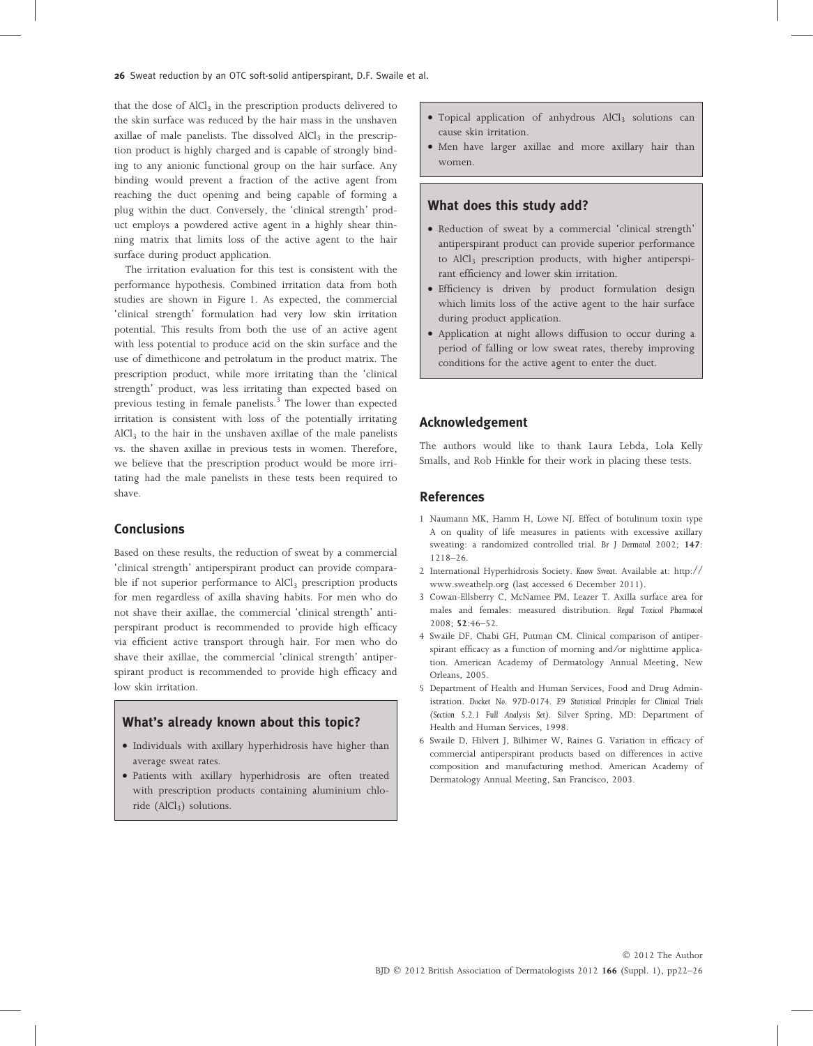that the dose of $AlCl_3$ in the prescription products delivered to the skin surface was reduced by the hair mass in the unshaven axillae of male panelists. The dissolved $AlCl_3$ in the prescription product is highly charged and is capable of strongly binding to any anionic functional group on the hair surface. Any binding would prevent a fraction of the active agent from reaching the duct opening and being capable of forming a plug within the duct. Conversely, the 'clinical strength' product employs a powdered active agent in a highly shear thinning matrix that limits loss of the active agent to the hair surface during product application.

The irritation evaluation for this test is consistent with the performance hypothesis. Combined irritation data from both studies are shown in Figure 1. As expected, the commercial 'clinical strength' formulation had very low skin irritation potential. This results from both the use of an active agent with less potential to produce acid on the skin surface and the use of dimethicone and petrolatum in the product matrix. The prescription product, while more irritating than the 'clinical strength' product, was less irritating than expected based on previous testing in female panelists.[3] The lower than expected irritation is consistent with loss of the potentially irritating $AlCl_3$ to the hair in the unshaven axillae of the male panelists vs. the shaven axillae in previous tests in women. Therefore, we believe that the prescription product would be more irritating had the male panelists in these tests been required to shave.

## Conclusions

Based on these results, the reduction of sweat by a commercial 'clinical strength' antiperspirant product can provide comparable if not superior performance to $AlCl_3$ prescription products for men regardless of axilla shaving habits. For men who do not shave their axillae, the commercial 'clinical strength' antiperspirant product is recommended to provide high efficacy via efficient active transport through hair. For men who do shave their axillae, the commercial 'clinical strength' antiperspirant product is recommended to provide high efficacy and low skin irritation.

### What's already known about this topic?

- Individuals with axillary hyperhidrosis have higher than average sweat rates.
- Patients with axillary hyperhidrosis are often treated with prescription products containing aluminium chloride ($AlCl_3$) solutions.
- Topical application of anhydrous $AlCl_3$ solutions can cause skin irritation.
- Men have larger axillae and more axillary hair than women.

### What does this study add?

- Reduction of sweat by a commercial 'clinical strength' antiperspirant product can provide superior performance to $AlCl_3$ prescription products, with higher antiperspirant efficiency and lower skin irritation.
- Efficiency is driven by product formulation design which limits loss of the active agent to the hair surface during product application.
- Application at night allows diffusion to occur during a period of falling or low sweat rates, thereby improving conditions for the active agent to enter the duct.

## Acknowledgement

The authors would like to thank Laura Lebda, Lola Kelly Smalls, and Rob Hinkle for their work in placing these tests.

## References

1. Naumann MK, Hamm H, Lowe NJ. Effect of botulinum toxin type A on quality of life measures in patients with excessive axillary sweating: a randomized controlled trial. *Br J Dermatol* 2002; **147**: 1218–26.
2. International Hyperhidrosis Society. *Know Sweat*. Available at: http://www.sweathelp.org (last accessed 6 December 2011).
3. Cowan-Ellsberry C, McNamee PM, Leazer T. Axilla surface area for males and females: measured distribution. *Regul Toxicol Pharmacol* 2008; **52**:46–52.
4. Swaile DF, Chabi GH, Putman CM. Clinical comparison of antiperspirant efficacy as a function of morning and/or nighttime application. American Academy of Dermatology Annual Meeting, New Orleans, 2005.
5. Department of Health and Human Services, Food and Drug Administration. *Docket No. 97D-0174. E9 Statistical Principles for Clinical Trials (Section 5.2.1 Full Analysis Set)*. Silver Spring, MD: Department of Health and Human Services, 1998.
6. Swaile D, Hilvert J, Bilhimer W, Raines G. Variation in efficacy of commercial antiperspirant products based on differences in active composition and manufacturing method. American Academy of Dermatology Annual Meeting, San Francisco, 2003.